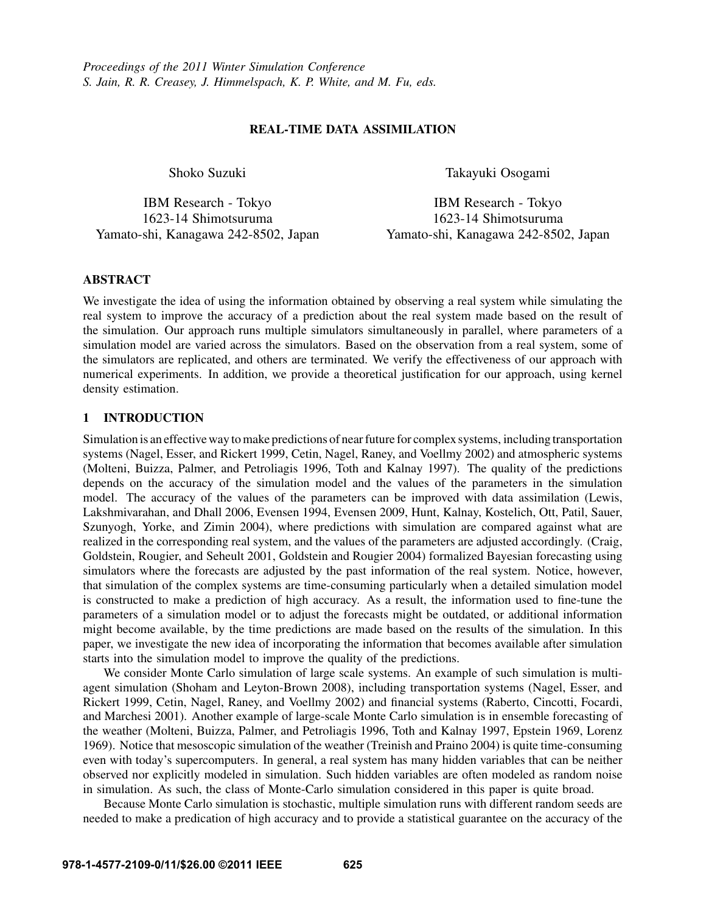*Proceedings of the 2011 Winter Simulation Conference*
*S. Jain, R. R. Creasey, J. Himmelspach, K. P. White, and M. Fu, eds.*

# REAL-TIME DATA ASSIMILATION

Shoko Suzuki

IBM Research - Tokyo
1623-14 Shimotsuruma
Yamato-shi, Kanagawa 242-8502, Japan

Takayuki Osogami

IBM Research - Tokyo
1623-14 Shimotsuruma
Yamato-shi, Kanagawa 242-8502, Japan

## ABSTRACT

We investigate the idea of using the information obtained by observing a real system while simulating the real system to improve the accuracy of a prediction about the real system made based on the result of the simulation. Our approach runs multiple simulators simultaneously in parallel, where parameters of a simulation model are varied across the simulators. Based on the observation from a real system, some of the simulators are replicated, and others are terminated. We verify the effectiveness of our approach with numerical experiments. In addition, we provide a theoretical justification for our approach, using kernel density estimation.

## 1 INTRODUCTION

Simulation is an effective way to make predictions of near future for complex systems, including transportation systems (Nagel, Esser, and Rickert 1999, Cetin, Nagel, Raney, and Voellmy 2002) and atmospheric systems (Molteni, Buizza, Palmer, and Petroliagis 1996, Toth and Kalnay 1997). The quality of the predictions depends on the accuracy of the simulation model and the values of the parameters in the simulation model. The accuracy of the values of the parameters can be improved with data assimilation (Lewis, Lakshmivarahan, and Dhall 2006, Evensen 1994, Evensen 2009, Hunt, Kalnay, Kostelich, Ott, Patil, Sauer, Szunyogh, Yorke, and Zimin 2004), where predictions with simulation are compared against what are realized in the corresponding real system, and the values of the parameters are adjusted accordingly. (Craig, Goldstein, Rougier, and Seheult 2001, Goldstein and Rougier 2004) formalized Bayesian forecasting using simulators where the forecasts are adjusted by the past information of the real system. Notice, however, that simulation of the complex systems are time-consuming particularly when a detailed simulation model is constructed to make a prediction of high accuracy. As a result, the information used to fine-tune the parameters of a simulation model or to adjust the forecasts might be outdated, or additional information might become available, by the time predictions are made based on the results of the simulation. In this paper, we investigate the new idea of incorporating the information that becomes available after simulation starts into the simulation model to improve the quality of the predictions.

We consider Monte Carlo simulation of large scale systems. An example of such simulation is multi-agent simulation (Shoham and Leyton-Brown 2008), including transportation systems (Nagel, Esser, and Rickert 1999, Cetin, Nagel, Raney, and Voellmy 2002) and financial systems (Raberto, Cincotti, Focardi, and Marchesi 2001). Another example of large-scale Monte Carlo simulation is in ensemble forecasting of the weather (Molteni, Buizza, Palmer, and Petroliagis 1996, Toth and Kalnay 1997, Epstein 1969, Lorenz 1969). Notice that mesoscopic simulation of the weather (Treinish and Praino 2004) is quite time-consuming even with today's supercomputers. In general, a real system has many hidden variables that can be neither observed nor explicitly modeled in simulation. Such hidden variables are often modeled as random noise in simulation. As such, the class of Monte-Carlo simulation considered in this paper is quite broad.

Because Monte Carlo simulation is stochastic, multiple simulation runs with different random seeds are needed to make a predication of high accuracy and to provide a statistical guarantee on the accuracy of the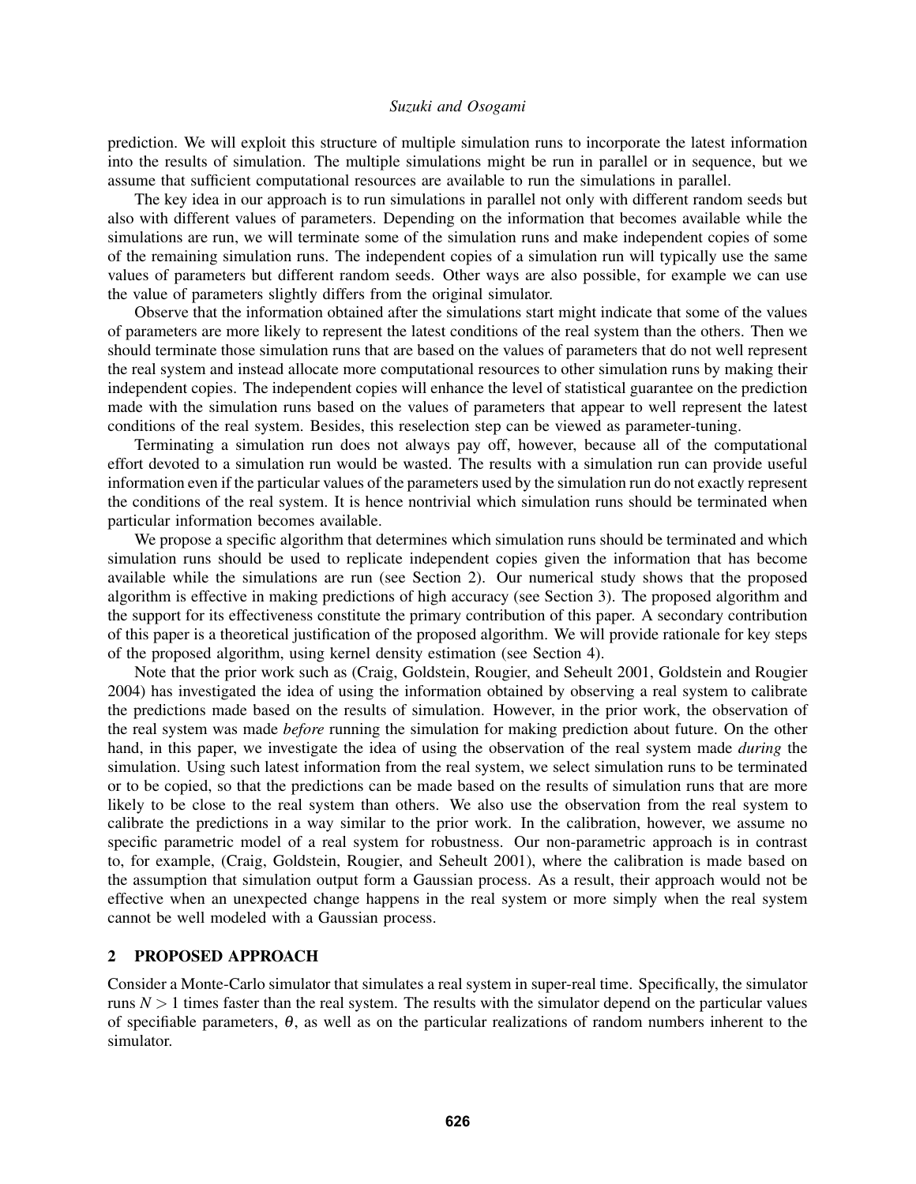prediction. We will exploit this structure of multiple simulation runs to incorporate the latest information into the results of simulation. The multiple simulations might be run in parallel or in sequence, but we assume that sufficient computational resources are available to run the simulations in parallel.

The key idea in our approach is to run simulations in parallel not only with different random seeds but also with different values of parameters. Depending on the information that becomes available while the simulations are run, we will terminate some of the simulation runs and make independent copies of some of the remaining simulation runs. The independent copies of a simulation run will typically use the same values of parameters but different random seeds. Other ways are also possible, for example we can use the value of parameters slightly differs from the original simulator.

Observe that the information obtained after the simulations start might indicate that some of the values of parameters are more likely to represent the latest conditions of the real system than the others. Then we should terminate those simulation runs that are based on the values of parameters that do not well represent the real system and instead allocate more computational resources to other simulation runs by making their independent copies. The independent copies will enhance the level of statistical guarantee on the prediction made with the simulation runs based on the values of parameters that appear to well represent the latest conditions of the real system. Besides, this reselection step can be viewed as parameter-tuning.

Terminating a simulation run does not always pay off, however, because all of the computational effort devoted to a simulation run would be wasted. The results with a simulation run can provide useful information even if the particular values of the parameters used by the simulation run do not exactly represent the conditions of the real system. It is hence nontrivial which simulation runs should be terminated when particular information becomes available.

We propose a specific algorithm that determines which simulation runs should be terminated and which simulation runs should be used to replicate independent copies given the information that has become available while the simulations are run (see Section 2). Our numerical study shows that the proposed algorithm is effective in making predictions of high accuracy (see Section 3). The proposed algorithm and the support for its effectiveness constitute the primary contribution of this paper. A secondary contribution of this paper is a theoretical justification of the proposed algorithm. We will provide rationale for key steps of the proposed algorithm, using kernel density estimation (see Section 4).

Note that the prior work such as (Craig, Goldstein, Rougier, and Seheult 2001, Goldstein and Rougier 2004) has investigated the idea of using the information obtained by observing a real system to calibrate the predictions made based on the results of simulation. However, in the prior work, the observation of the real system was made *before* running the simulation for making prediction about future. On the other hand, in this paper, we investigate the idea of using the observation of the real system made *during* the simulation. Using such latest information from the real system, we select simulation runs to be terminated or to be copied, so that the predictions can be made based on the results of simulation runs that are more likely to be close to the real system than others. We also use the observation from the real system to calibrate the predictions in a way similar to the prior work. In the calibration, however, we assume no specific parametric model of a real system for robustness. Our non-parametric approach is in contrast to, for example, (Craig, Goldstein, Rougier, and Seheult 2001), where the calibration is made based on the assumption that simulation output form a Gaussian process. As a result, their approach would not be effective when an unexpected change happens in the real system or more simply when the real system cannot be well modeled with a Gaussian process.

## 2 PROPOSED APPROACH

Consider a Monte-Carlo simulator that simulates a real system in super-real time. Specifically, the simulator runs $N > 1$ times faster than the real system. The results with the simulator depend on the particular values of specifiable parameters, $\theta$, as well as on the particular realizations of random numbers inherent to the simulator.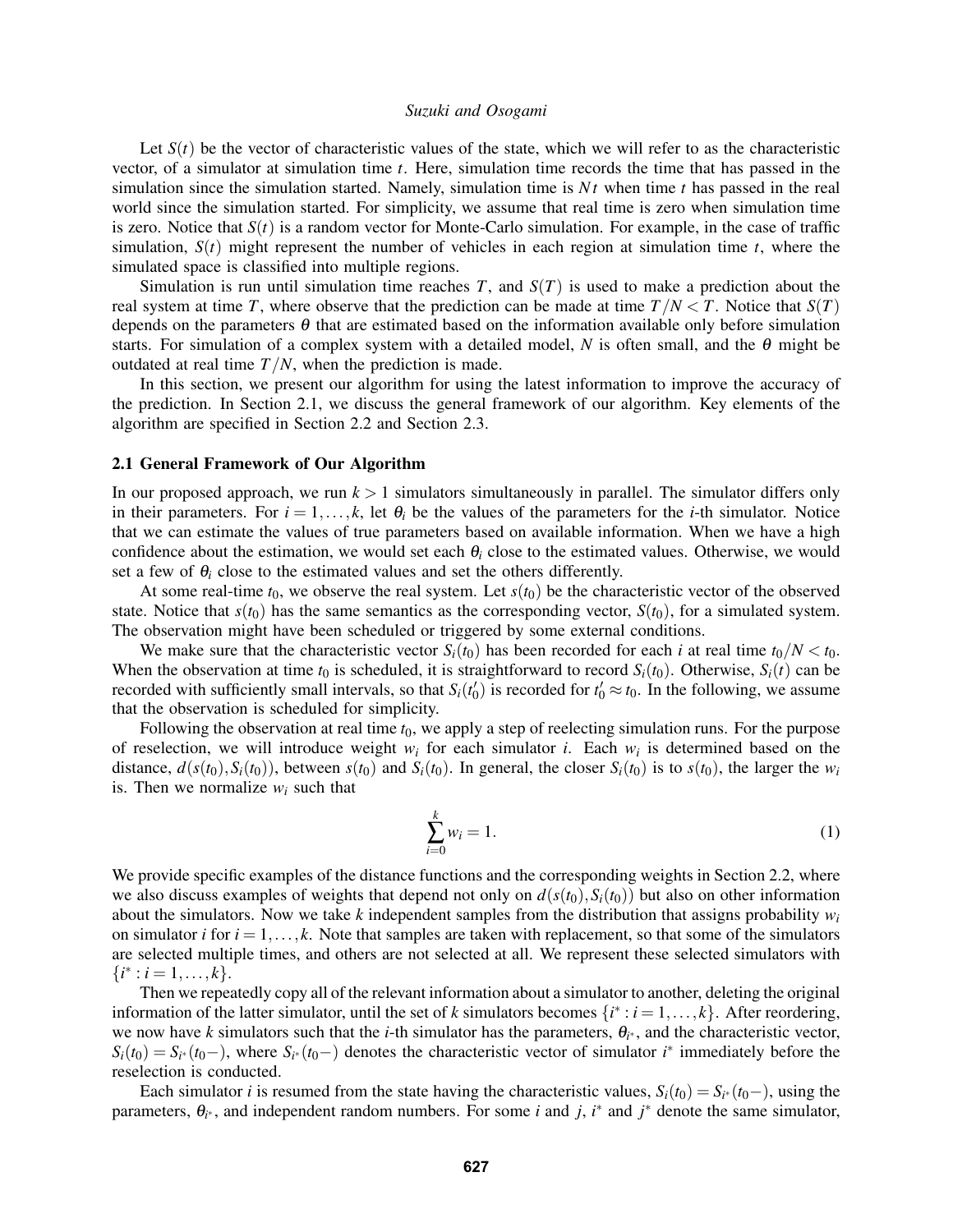Let $S(t)$ be the vector of characteristic values of the state, which we will refer to as the characteristic vector, of a simulator at simulation time $t$. Here, simulation time records the time that has passed in the simulation since the simulation started. Namely, simulation time is $Nt$ when time $t$ has passed in the real world since the simulation started. For simplicity, we assume that real time is zero when simulation time is zero. Notice that $S(t)$ is a random vector for Monte-Carlo simulation. For example, in the case of traffic simulation, $S(t)$ might represent the number of vehicles in each region at simulation time $t$, where the simulated space is classified into multiple regions.

Simulation is run until simulation time reaches $T$, and $S(T)$ is used to make a prediction about the real system at time $T$, where observe that the prediction can be made at time $T/N < T$. Notice that $S(T)$ depends on the parameters $\theta$ that are estimated based on the information available only before simulation starts. For simulation of a complex system with a detailed model, $N$ is often small, and the $\theta$ might be outdated at real time $T/N$, when the prediction is made.

In this section, we present our algorithm for using the latest information to improve the accuracy of the prediction. In Section 2.1, we discuss the general framework of our algorithm. Key elements of the algorithm are specified in Section 2.2 and Section 2.3.

### 2.1 General Framework of Our Algorithm

In our proposed approach, we run $k > 1$ simulators simultaneously in parallel. The simulator differs only in their parameters. For $i = 1, \ldots, k$, let $\theta_i$ be the values of the parameters for the $i$-th simulator. Notice that we can estimate the values of true parameters based on available information. When we have a high confidence about the estimation, we would set each $\theta_i$ close to the estimated values. Otherwise, we would set a few of $\theta_i$ close to the estimated values and set the others differently.

At some real-time $t_0$, we observe the real system. Let $s(t_0)$ be the characteristic vector of the observed state. Notice that $s(t_0)$ has the same semantics as the corresponding vector, $S(t_0)$, for a simulated system. The observation might have been scheduled or triggered by some external conditions.

We make sure that the characteristic vector $S_i(t_0)$ has been recorded for each $i$ at real time $t_0/N < t_0$. When the observation at time $t_0$ is scheduled, it is straightforward to record $S_i(t_0)$. Otherwise, $S_i(t)$ can be recorded with sufficiently small intervals, so that $S_i(t_0')$ is recorded for $t_0' \approx t_0$. In the following, we assume that the observation is scheduled for simplicity.

Following the observation at real time $t_0$, we apply a step of reelecting simulation runs. For the purpose of reselection, we will introduce weight $w_i$ for each simulator $i$. Each $w_i$ is determined based on the distance, $d(s(t_0), S_i(t_0))$, between $s(t_0)$ and $S_i(t_0)$. In general, the closer $S_i(t_0)$ is to $s(t_0)$, the larger the $w_i$ is. Then we normalize $w_i$ such that

$$\sum_{i=0}^{k} w_i = 1. \tag{1}$$

We provide specific examples of the distance functions and the corresponding weights in Section 2.2, where we also discuss examples of weights that depend not only on $d(s(t_0), S_i(t_0))$ but also on other information about the simulators. Now we take $k$ independent samples from the distribution that assigns probability $w_i$ on simulator $i$ for $i = 1, \ldots, k$. Note that samples are taken with replacement, so that some of the simulators are selected multiple times, and others are not selected at all. We represent these selected simulators with $\{i^* : i = 1, \ldots, k\}$.

Then we repeatedly copy all of the relevant information about a simulator to another, deleting the original information of the latter simulator, until the set of $k$ simulators becomes $\{i^* : i = 1, \ldots, k\}$. After reordering, we now have $k$ simulators such that the $i$-th simulator has the parameters, $\theta_{i^*}$, and the characteristic vector, $S_i(t_0) = S_{i^*}(t_0-)$, where $S_{i^*}(t_0-)$ denotes the characteristic vector of simulator $i^*$ immediately before the reselection is conducted.

Each simulator $i$ is resumed from the state having the characteristic values, $S_i(t_0) = S_{i^*}(t_0-)$, using the parameters, $\theta_{i^*}$, and independent random numbers. For some $i$ and $j$, $i^*$ and $j^*$ denote the same simulator,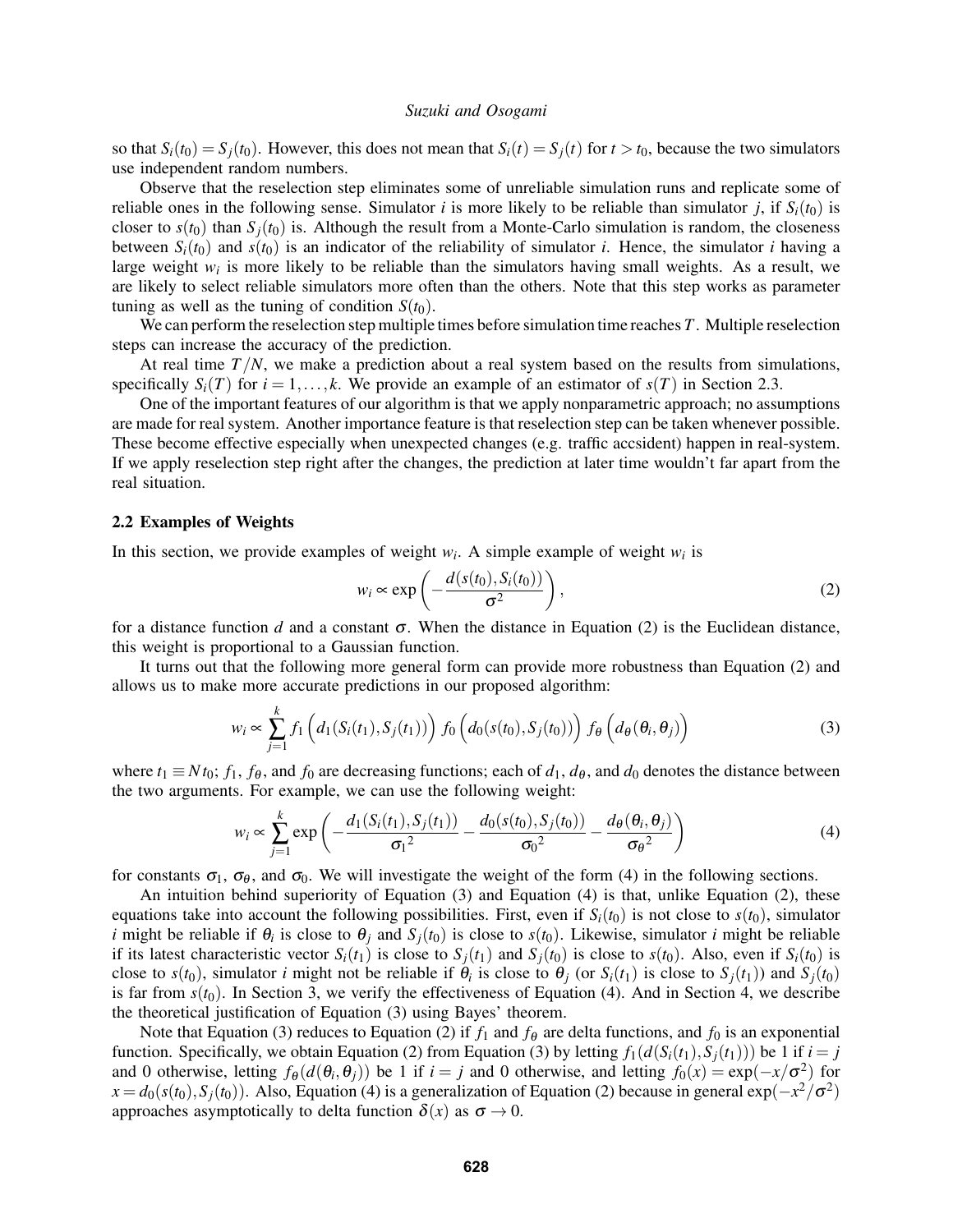so that $S_i(t_0) = S_j(t_0)$. However, this does not mean that $S_i(t) = S_j(t)$ for $t > t_0$, because the two simulators use independent random numbers.

Observe that the reselection step eliminates some of unreliable simulation runs and replicate some of reliable ones in the following sense. Simulator $i$ is more likely to be reliable than simulator $j$, if $S_i(t_0)$ is closer to $s(t_0)$ than $S_j(t_0)$ is. Although the result from a Monte-Carlo simulation is random, the closeness between $S_i(t_0)$ and $s(t_0)$ is an indicator of the reliability of simulator $i$. Hence, the simulator $i$ having a large weight $w_i$ is more likely to be reliable than the simulators having small weights. As a result, we are likely to select reliable simulators more often than the others. Note that this step works as parameter tuning as well as the tuning of condition $S(t_0)$.

We can perform the reselection step multiple times before simulation time reaches $T$. Multiple reselection steps can increase the accuracy of the prediction.

At real time $T/N$, we make a prediction about a real system based on the results from simulations, specifically $S_i(T)$ for $i = 1, \ldots, k$. We provide an example of an estimator of $s(T)$ in Section 2.3.

One of the important features of our algorithm is that we apply nonparametric approach; no assumptions are made for real system. Another importance feature is that reselection step can be taken whenever possible. These become effective especially when unexpected changes (e.g. traffic accsident) happen in real-system. If we apply reselection step right after the changes, the prediction at later time wouldn't far apart from the real situation.

### 2.2 Examples of Weights

In this section, we provide examples of weight $w_i$. A simple example of weight $w_i$ is

$$w_i \propto \exp\left(-\frac{d(s(t_0), S_i(t_0))}{\sigma^2}\right), \tag{2}$$

for a distance function $d$ and a constant $\sigma$. When the distance in Equation (2) is the Euclidean distance, this weight is proportional to a Gaussian function.

It turns out that the following more general form can provide more robustness than Equation (2) and allows us to make more accurate predictions in our proposed algorithm:

$$w_i \propto \sum_{j=1}^{k} f_1\left(d_1(S_i(t_1), S_j(t_1))\right)\, f_0\left(d_0(s(t_0), S_j(t_0))\right)\, f_\theta\left(d_\theta(\theta_i, \theta_j)\right) \tag{3}$$

where $t_1 \equiv N t_0$; $f_1$, $f_\theta$, and $f_0$ are decreasing functions; each of $d_1$, $d_\theta$, and $d_0$ denotes the distance between the two arguments. For example, we can use the following weight:

$$w_i \propto \sum_{j=1}^{k} \exp\left(-\frac{d_1(S_i(t_1), S_j(t_1))}{{\sigma_1}^2} - \frac{d_0(s(t_0), S_j(t_0))}{{\sigma_0}^2} - \frac{d_\theta(\theta_i, \theta_j)}{{\sigma_\theta}^2}\right) \tag{4}$$

for constants $\sigma_1$, $\sigma_\theta$, and $\sigma_0$. We will investigate the weight of the form (4) in the following sections.

An intuition behind superiority of Equation (3) and Equation (4) is that, unlike Equation (2), these equations take into account the following possibilities. First, even if $S_i(t_0)$ is not close to $s(t_0)$, simulator $i$ might be reliable if $\theta_i$ is close to $\theta_j$ and $S_j(t_0)$ is close to $s(t_0)$. Likewise, simulator $i$ might be reliable if its latest characteristic vector $S_i(t_1)$ is close to $S_j(t_1)$ and $S_j(t_0)$ is close to $s(t_0)$. Also, even if $S_i(t_0)$ is close to $s(t_0)$, simulator $i$ might not be reliable if $\theta_i$ is close to $\theta_j$ (or $S_i(t_1)$ is close to $S_j(t_1)$) and $S_j(t_0)$ is far from $s(t_0)$. In Section 3, we verify the effectiveness of Equation (4). And in Section 4, we describe the theoretical justification of Equation (3) using Bayes' theorem.

Note that Equation (3) reduces to Equation (2) if $f_1$ and $f_\theta$ are delta functions, and $f_0$ is an exponential function. Specifically, we obtain Equation (2) from Equation (3) by letting $f_1(d(S_i(t_1), S_j(t_1)))$ be 1 if $i = j$ and 0 otherwise, letting $f_\theta(d(\theta_i, \theta_j))$ be 1 if $i = j$ and 0 otherwise, and letting $f_0(x) = \exp(-x/\sigma^2)$ for $x = d_0(s(t_0), S_j(t_0))$. Also, Equation (4) is a generalization of Equation (2) because in general $\exp(-x^2/\sigma^2)$ approaches asymptotically to delta function $\delta(x)$ as $\sigma \to 0$.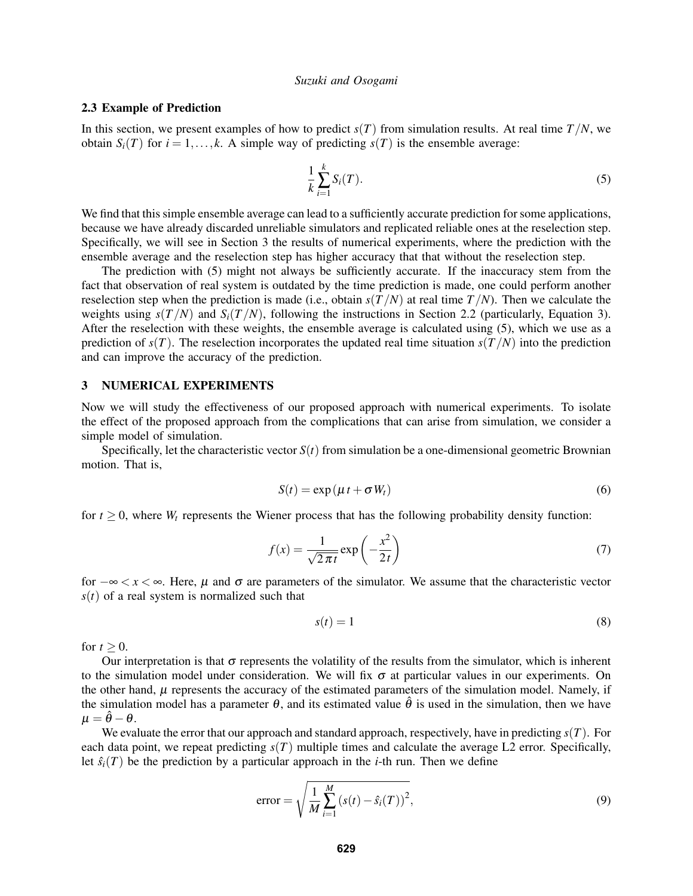### 2.3 Example of Prediction

In this section, we present examples of how to predict $s(T)$ from simulation results. At real time $T/N$, we obtain $S_i(T)$ for $i = 1, \ldots, k$. A simple way of predicting $s(T)$ is the ensemble average:

$$\frac{1}{k}\sum_{i=1}^{k} S_i(T). \tag{5}$$

We find that this simple ensemble average can lead to a sufficiently accurate prediction for some applications, because we have already discarded unreliable simulators and replicated reliable ones at the reselection step. Specifically, we will see in Section 3 the results of numerical experiments, where the prediction with the ensemble average and the reselection step has higher accuracy that that without the reselection step.

The prediction with (5) might not always be sufficiently accurate. If the inaccuracy stem from the fact that observation of real system is outdated by the time prediction is made, one could perform another reselection step when the prediction is made (i.e., obtain $s(T/N)$ at real time $T/N$). Then we calculate the weights using $s(T/N)$ and $S_i(T/N)$, following the instructions in Section 2.2 (particularly, Equation 3). After the reselection with these weights, the ensemble average is calculated using (5), which we use as a prediction of $s(T)$. The reselection incorporates the updated real time situation $s(T/N)$ into the prediction and can improve the accuracy of the prediction.

## 3 NUMERICAL EXPERIMENTS

Now we will study the effectiveness of our proposed approach with numerical experiments. To isolate the effect of the proposed approach from the complications that can arise from simulation, we consider a simple model of simulation.

Specifically, let the characteristic vector $S(t)$ from simulation be a one-dimensional geometric Brownian motion. That is,

$$S(t) = \exp\left(\mu t + \sigma W_t\right) \tag{6}$$

for $t \geq 0$, where $W_t$ represents the Wiener process that has the following probability density function:

$$f(x) = \frac{1}{\sqrt{2\pi t}} \exp\left(-\frac{x^2}{2t}\right) \tag{7}$$

for $-\infty < x < \infty$. Here, $\mu$ and $\sigma$ are parameters of the simulator. We assume that the characteristic vector $s(t)$ of a real system is normalized such that

$$s(t) = 1 \tag{8}$$

for $t \geq 0$.

Our interpretation is that $\sigma$ represents the volatility of the results from the simulator, which is inherent to the simulation model under consideration. We will fix $\sigma$ at particular values in our experiments. On the other hand, $\mu$ represents the accuracy of the estimated parameters of the simulation model. Namely, if the simulation model has a parameter $\theta$, and its estimated value $\hat{\theta}$ is used in the simulation, then we have $\mu = \hat{\theta} - \theta$.

We evaluate the error that our approach and standard approach, respectively, have in predicting $s(T)$. For each data point, we repeat predicting $s(T)$ multiple times and calculate the average L2 error. Specifically, let $\hat{s}_i(T)$ be the prediction by a particular approach in the $i$-th run. Then we define

$$\text{error} = \sqrt{\frac{1}{M}\sum_{i=1}^{M}\left(s(t) - \hat{s}_i(T)\right)^2}, \tag{9}$$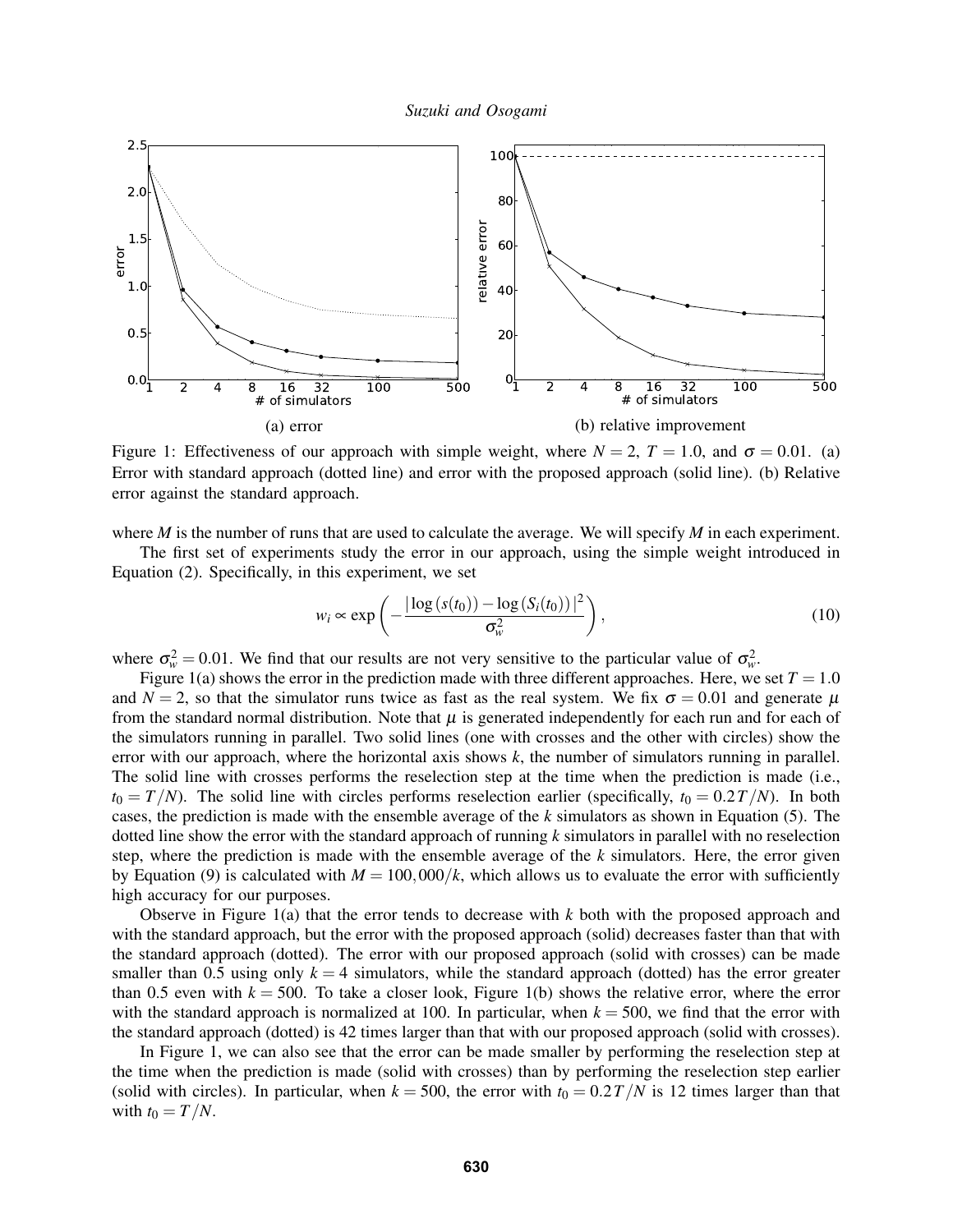(a) error

(b) relative improvement

Figure 1: Effectiveness of our approach with simple weight, where $N = 2$, $T = 1.0$, and $\sigma = 0.01$. (a) Error with standard approach (dotted line) and error with the proposed approach (solid line). (b) Relative error against the standard approach.

where $M$ is the number of runs that are used to calculate the average. We will specify $M$ in each experiment.

The first set of experiments study the error in our approach, using the simple weight introduced in Equation (2). Specifically, in this experiment, we set

$$w_i \propto \exp\left(-\frac{|\log(s(t_0)) - \log(S_i(t_0))|^2}{\sigma_w^2}\right), \tag{10}$$

where $\sigma_w^2 = 0.01$. We find that our results are not very sensitive to the particular value of $\sigma_w^2$.

Figure 1(a) shows the error in the prediction made with three different approaches. Here, we set $T = 1.0$ and $N = 2$, so that the simulator runs twice as fast as the real system. We fix $\sigma = 0.01$ and generate $\mu$ from the standard normal distribution. Note that $\mu$ is generated independently for each run and for each of the simulators running in parallel. Two solid lines (one with crosses and the other with circles) show the error with our approach, where the horizontal axis shows $k$, the number of simulators running in parallel. The solid line with crosses performs the reselection step at the time when the prediction is made (i.e., $t_0 = T/N$). The solid line with circles performs reselection earlier (specifically, $t_0 = 0.2T/N$). In both cases, the prediction is made with the ensemble average of the $k$ simulators as shown in Equation (5). The dotted line show the error with the standard approach of running $k$ simulators in parallel with no reselection step, where the prediction is made with the ensemble average of the $k$ simulators. Here, the error given by Equation (9) is calculated with $M = 100,000/k$, which allows us to evaluate the error with sufficiently high accuracy for our purposes.

Observe in Figure 1(a) that the error tends to decrease with $k$ both with the proposed approach and with the standard approach, but the error with the proposed approach (solid) decreases faster than that with the standard approach (dotted). The error with our proposed approach (solid with crosses) can be made smaller than 0.5 using only $k = 4$ simulators, while the standard approach (dotted) has the error greater than 0.5 even with $k = 500$. To take a closer look, Figure 1(b) shows the relative error, where the error with the standard approach is normalized at 100. In particular, when $k = 500$, we find that the error with the standard approach (dotted) is 42 times larger than that with our proposed approach (solid with crosses).

In Figure 1, we can also see that the error can be made smaller by performing the reselection step at the time when the prediction is made (solid with crosses) than by performing the reselection step earlier (solid with circles). In particular, when $k = 500$, the error with $t_0 = 0.2T/N$ is 12 times larger than that with $t_0 = T/N$.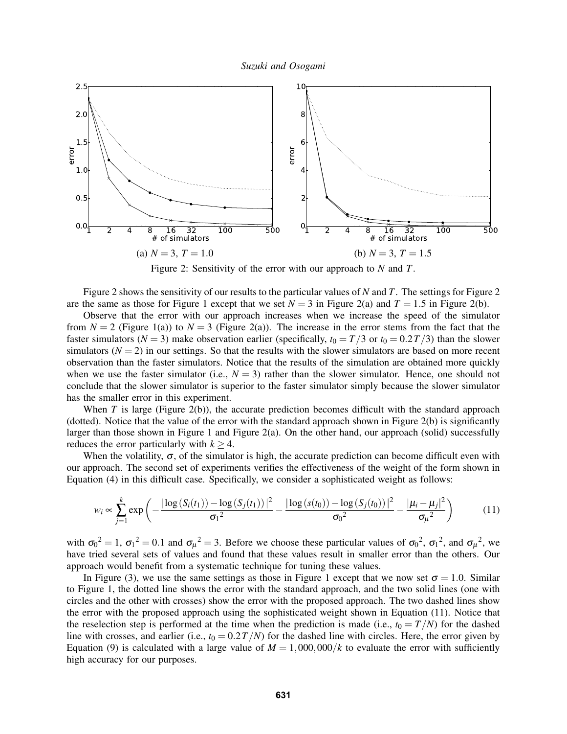(a) $N = 3$, $T = 1.0$

(b) $N = 3$, $T = 1.5$

Figure 2: Sensitivity of the error with our approach to $N$ and $T$.

Figure 2 shows the sensitivity of our results to the particular values of $N$ and $T$. The settings for Figure 2 are the same as those for Figure 1 except that we set $N = 3$ in Figure 2(a) and $T = 1.5$ in Figure 2(b).

Observe that the error with our approach increases when we increase the speed of the simulator from $N = 2$ (Figure 1(a)) to $N = 3$ (Figure 2(a)). The increase in the error stems from the fact that the faster simulators ($N = 3$) make observation earlier (specifically, $t_0 = T/3$ or $t_0 = 0.2T/3$) than the slower simulators ($N = 2$) in our settings. So that the results with the slower simulators are based on more recent observation than the faster simulators. Notice that the results of the simulation are obtained more quickly when we use the faster simulator (i.e., $N = 3$) rather than the slower simulator. Hence, one should not conclude that the slower simulator is superior to the faster simulator simply because the slower simulator has the smaller error in this experiment.

When $T$ is large (Figure 2(b)), the accurate prediction becomes difficult with the standard approach (dotted). Notice that the value of the error with the standard approach shown in Figure 2(b) is significantly larger than those shown in Figure 1 and Figure 2(a). On the other hand, our approach (solid) successfully reduces the error particularly with $k \geq 4$.

When the volatility, $\sigma$, of the simulator is high, the accurate prediction can become difficult even with our approach. The second set of experiments verifies the effectiveness of the weight of the form shown in Equation (4) in this difficult case. Specifically, we consider a sophisticated weight as follows:

$$w_i \propto \sum_{j=1}^{k} \exp\left( -\frac{|\log(S_i(t_1)) - \log(S_j(t_1))|^2}{{\sigma_1}^2} - \frac{|\log(s(t_0)) - \log(S_j(t_0))|^2}{{\sigma_0}^2} - \frac{|\mu_i - \mu_j|^2}{{\sigma_\mu}^2} \right) \tag{11}$$

with ${\sigma_0}^2 = 1$, ${\sigma_1}^2 = 0.1$ and ${\sigma_\mu}^2 = 3$. Before we choose these particular values of ${\sigma_0}^2$, ${\sigma_1}^2$, and ${\sigma_\mu}^2$, we have tried several sets of values and found that these values result in smaller error than the others. Our approach would benefit from a systematic technique for tuning these values.

In Figure (3), we use the same settings as those in Figure 1 except that we now set $\sigma = 1.0$. Similar to Figure 1, the dotted line shows the error with the standard approach, and the two solid lines (one with circles and the other with crosses) show the error with the proposed approach. The two dashed lines show the error with the proposed approach using the sophisticated weight shown in Equation (11). Notice that the reselection step is performed at the time when the prediction is made (i.e., $t_0 = T/N$) for the dashed line with crosses, and earlier (i.e., $t_0 = 0.2T/N$) for the dashed line with circles. Here, the error given by Equation (9) is calculated with a large value of $M = 1{,}000{,}000/k$ to evaluate the error with sufficiently high accuracy for our purposes.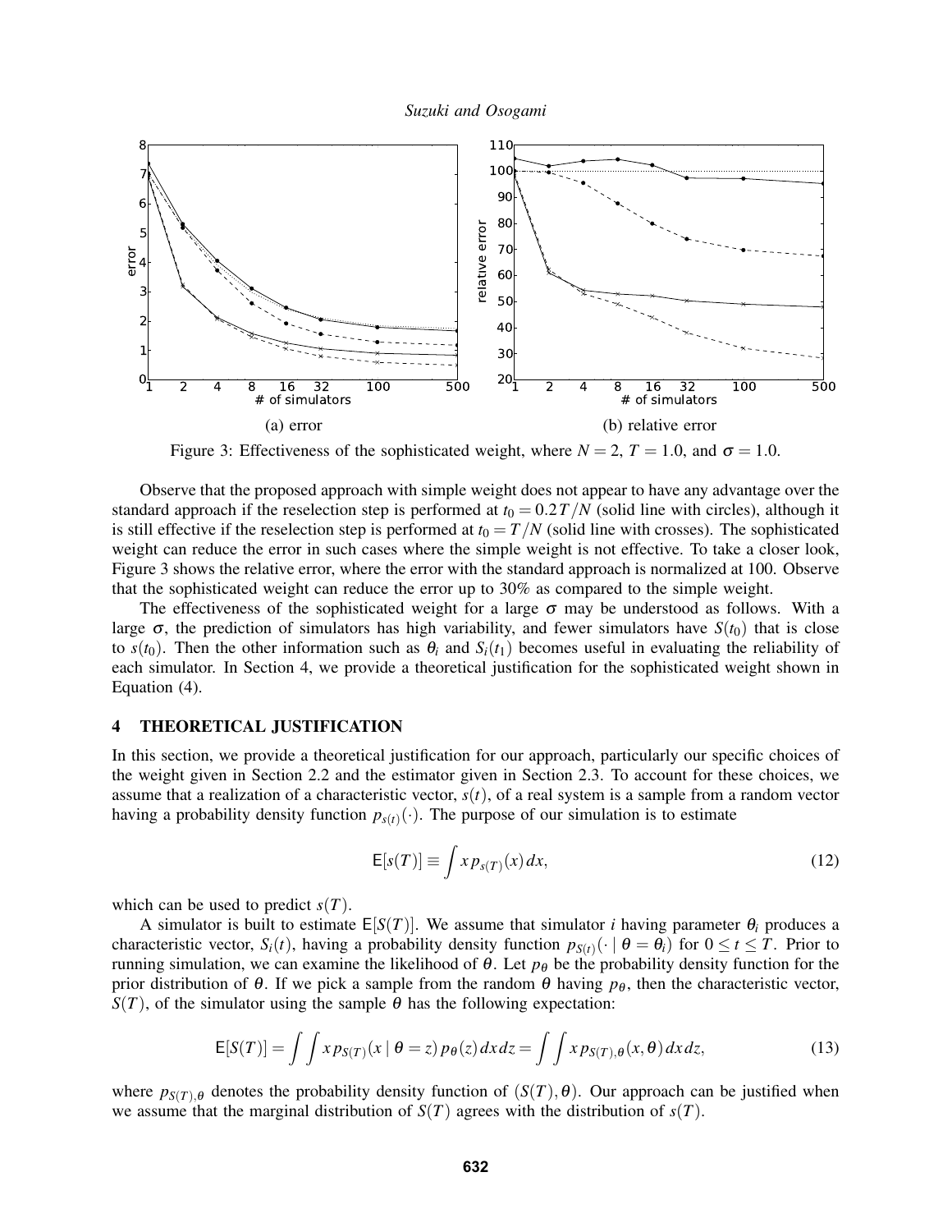(a) error

(b) relative error

Figure 3: Effectiveness of the sophisticated weight, where $N = 2$, $T = 1.0$, and $\sigma = 1.0$.

Observe that the proposed approach with simple weight does not appear to have any advantage over the standard approach if the reselection step is performed at $t_0 = 0.2T/N$ (solid line with circles), although it is still effective if the reselection step is performed at $t_0 = T/N$ (solid line with crosses). The sophisticated weight can reduce the error in such cases where the simple weight is not effective. To take a closer look, Figure 3 shows the relative error, where the error with the standard approach is normalized at 100. Observe that the sophisticated weight can reduce the error up to 30% as compared to the simple weight.

The effectiveness of the sophisticated weight for a large $\sigma$ may be understood as follows. With a large $\sigma$, the prediction of simulators has high variability, and fewer simulators have $S(t_0)$ that is close to $s(t_0)$. Then the other information such as $\theta_i$ and $S_i(t_1)$ becomes useful in evaluating the reliability of each simulator. In Section 4, we provide a theoretical justification for the sophisticated weight shown in Equation (4).

## 4 THEORETICAL JUSTIFICATION

In this section, we provide a theoretical justification for our approach, particularly our specific choices of the weight given in Section 2.2 and the estimator given in Section 2.3. To account for these choices, we assume that a realization of a characteristic vector, $s(t)$, of a real system is a sample from a random vector having a probability density function $p_{s(t)}(\cdot)$. The purpose of our simulation is to estimate

$$\mathsf{E}[s(T)] \equiv \int x \, p_{s(T)}(x) \, dx, \tag{12}$$

which can be used to predict $s(T)$.

A simulator is built to estimate $\mathsf{E}[S(T)]$. We assume that simulator $i$ having parameter $\theta_i$ produces a characteristic vector, $S_i(t)$, having a probability density function $p_{S(t)}(\cdot \mid \theta = \theta_i)$ for $0 \le t \le T$. Prior to running simulation, we can examine the likelihood of $\theta$. Let $p_\theta$ be the probability density function for the prior distribution of $\theta$. If we pick a sample from the random $\theta$ having $p_\theta$, then the characteristic vector, $S(T)$, of the simulator using the sample $\theta$ has the following expectation:

$$\mathsf{E}[S(T)] = \int \int x \, p_{S(T)}(x \mid \theta = z) \, p_\theta(z) \, dx \, dz = \int \int x \, p_{S(T),\theta}(x, \theta) \, dx \, dz, \tag{13}$$

where $p_{S(T),\theta}$ denotes the probability density function of $(S(T), \theta)$. Our approach can be justified when we assume that the marginal distribution of $S(T)$ agrees with the distribution of $s(T)$.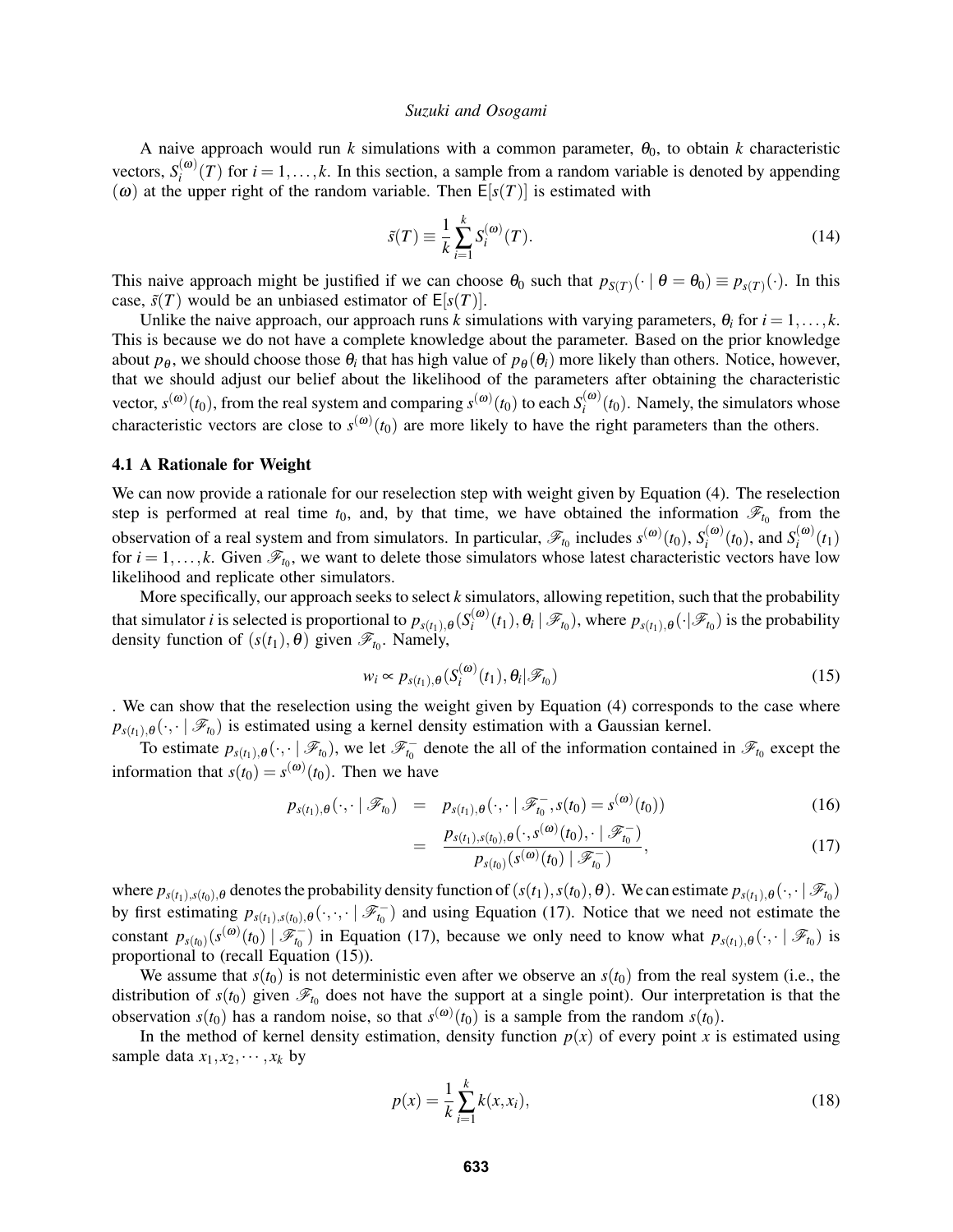A naive approach would run $k$ simulations with a common parameter, $\theta_0$, to obtain $k$ characteristic vectors, $S_i^{(\omega)}(T)$ for $i = 1,\dots,k$. In this section, a sample from a random variable is denoted by appending $(\omega)$ at the upper right of the random variable. Then $\mathsf{E}[s(T)]$ is estimated with

$$\tilde{s}(T) \equiv \frac{1}{k}\sum_{i=1}^{k} S_i^{(\omega)}(T). \tag{14}$$

This naive approach might be justified if we can choose $\theta_0$ such that $p_{S(T)}(\cdot \mid \theta = \theta_0) \equiv p_{s(T)}(\cdot)$. In this case, $\tilde{s}(T)$ would be an unbiased estimator of $\mathsf{E}[s(T)]$.

Unlike the naive approach, our approach runs $k$ simulations with varying parameters, $\theta_i$ for $i = 1,\dots,k$. This is because we do not have a complete knowledge about the parameter. Based on the prior knowledge about $p_\theta$, we should choose those $\theta_i$ that has high value of $p_\theta(\theta_i)$ more likely than others. Notice, however, that we should adjust our belief about the likelihood of the parameters after obtaining the characteristic vector, $s^{(\omega)}(t_0)$, from the real system and comparing $s^{(\omega)}(t_0)$ to each $S_i^{(\omega)}(t_0)$. Namely, the simulators whose characteristic vectors are close to $s^{(\omega)}(t_0)$ are more likely to have the right parameters than the others.

### 4.1 A Rationale for Weight

We can now provide a rationale for our reselection step with weight given by Equation (4). The reselection step is performed at real time $t_0$, and, by that time, we have obtained the information $\mathscr{F}_{t_0}$ from the observation of a real system and from simulators. In particular, $\mathscr{F}_{t_0}$ includes $s^{(\omega)}(t_0)$, $S_i^{(\omega)}(t_0)$, and $S_i^{(\omega)}(t_1)$ for $i = 1,\dots,k$. Given $\mathscr{F}_{t_0}$, we want to delete those simulators whose latest characteristic vectors have low likelihood and replicate other simulators.

More specifically, our approach seeks to select $k$ simulators, allowing repetition, such that the probability that simulator $i$ is selected is proportional to $p_{s(t_1),\theta}(S_i^{(\omega)}(t_1), \theta_i \mid \mathscr{F}_{t_0})$, where $p_{s(t_1),\theta}(\cdot|\mathscr{F}_{t_0})$ is the probability density function of $(s(t_1), \theta)$ given $\mathscr{F}_{t_0}$. Namely,

$$w_i \propto p_{s(t_1),\theta}(S_i^{(\omega)}(t_1), \theta_i | \mathscr{F}_{t_0}) \tag{15}$$

. We can show that the reselection using the weight given by Equation (4) corresponds to the case where $p_{s(t_1),\theta}(\cdot,\cdot \mid \mathscr{F}_{t_0})$ is estimated using a kernel density estimation with a Gaussian kernel.

To estimate $p_{s(t_1),\theta}(\cdot,\cdot \mid \mathscr{F}_{t_0})$, we let $\mathscr{F}_{t_0}^-$ denote the all of the information contained in $\mathscr{F}_{t_0}$ except the information that $s(t_0) = s^{(\omega)}(t_0)$. Then we have

$$p_{s(t_1),\theta}(\cdot,\cdot \mid \mathscr{F}_{t_0}) = p_{s(t_1),\theta}(\cdot,\cdot \mid \mathscr{F}_{t_0}^-, s(t_0) = s^{(\omega)}(t_0)) \tag{16}$$

$$= \frac{p_{s(t_1),s(t_0),\theta}(\cdot, s^{(\omega)}(t_0), \cdot \mid \mathscr{F}_{t_0}^-)}{p_{s(t_0)}(s^{(\omega)}(t_0) \mid \mathscr{F}_{t_0}^-)}, \tag{17}$$

where $p_{s(t_1),s(t_0),\theta}$ denotes the probability density function of $(s(t_1), s(t_0), \theta)$. We can estimate $p_{s(t_1),\theta}(\cdot,\cdot \mid \mathscr{F}_{t_0})$ by first estimating $p_{s(t_1),s(t_0),\theta}(\cdot,\cdot,\cdot \mid \mathscr{F}_{t_0}^-)$ and using Equation (17). Notice that we need not estimate the constant $p_{s(t_0)}(s^{(\omega)}(t_0) \mid \mathscr{F}_{t_0}^-)$ in Equation (17), because we only need to know what $p_{s(t_1),\theta}(\cdot,\cdot \mid \mathscr{F}_{t_0})$ is proportional to (recall Equation (15)).

We assume that $s(t_0)$ is not deterministic even after we observe an $s(t_0)$ from the real system (i.e., the distribution of $s(t_0)$ given $\mathscr{F}_{t_0}$ does not have the support at a single point). Our interpretation is that the observation $s(t_0)$ has a random noise, so that $s^{(\omega)}(t_0)$ is a sample from the random $s(t_0)$.

In the method of kernel density estimation, density function $p(x)$ of every point $x$ is estimated using sample data $x_1, x_2, \cdots, x_k$ by

$$p(x) = \frac{1}{k}\sum_{i=1}^{k} k(x, x_i), \tag{18}$$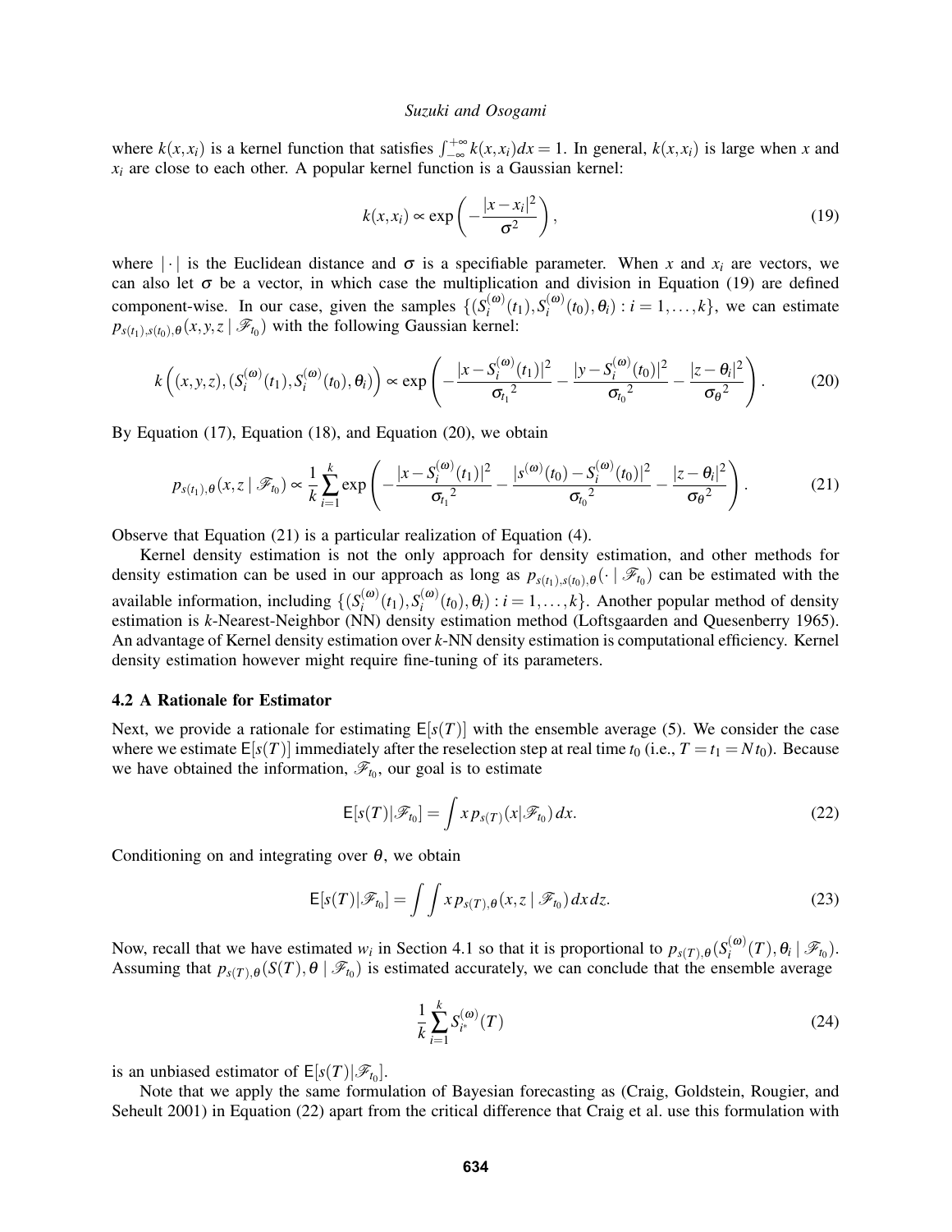where $k(x, x_i)$ is a kernel function that satisfies $\int_{-\infty}^{+\infty} k(x, x_i) dx = 1$. In general, $k(x, x_i)$ is large when $x$ and $x_i$ are close to each other. A popular kernel function is a Gaussian kernel:

$$k(x, x_i) \propto \exp\left(-\frac{|x - x_i|^2}{\sigma^2}\right), \tag{19}$$

where $|\cdot|$ is the Euclidean distance and $\sigma$ is a specifiable parameter. When $x$ and $x_i$ are vectors, we can also let $\sigma$ be a vector, in which case the multiplication and division in Equation (19) are defined component-wise. In our case, given the samples $\{(S_i^{(\omega)}(t_1), S_i^{(\omega)}(t_0), \theta_i) : i = 1, \ldots, k\}$, we can estimate $p_{s(t_1), s(t_0), \theta}(x, y, z \mid \mathscr{F}_{t_0})$ with the following Gaussian kernel:

$$k\left((x, y, z), (S_i^{(\omega)}(t_1), S_i^{(\omega)}(t_0), \theta_i)\right) \propto \exp\left(-\frac{|x - S_i^{(\omega)}(t_1)|^2}{{\sigma_{t_1}}^2} - \frac{|y - S_i^{(\omega)}(t_0)|^2}{{\sigma_{t_0}}^2} - \frac{|z - \theta_i|^2}{{\sigma_\theta}^2}\right). \tag{20}$$

By Equation (17), Equation (18), and Equation (20), we obtain

$$p_{s(t_1), \theta}(x, z \mid \mathscr{F}_{t_0}) \propto \frac{1}{k} \sum_{i=1}^{k} \exp\left(-\frac{|x - S_i^{(\omega)}(t_1)|^2}{{\sigma_{t_1}}^2} - \frac{|s^{(\omega)}(t_0) - S_i^{(\omega)}(t_0)|^2}{{\sigma_{t_0}}^2} - \frac{|z - \theta_i|^2}{{\sigma_\theta}^2}\right). \tag{21}$$

Observe that Equation (21) is a particular realization of Equation (4).

Kernel density estimation is not the only approach for density estimation, and other methods for density estimation can be used in our approach as long as $p_{s(t_1), s(t_0), \theta}(\cdot \mid \mathscr{F}_{t_0})$ can be estimated with the available information, including $\{(S_i^{(\omega)}(t_1), S_i^{(\omega)}(t_0), \theta_i) : i = 1, \ldots, k\}$. Another popular method of density estimation is $k$-Nearest-Neighbor (NN) density estimation method (Loftsgaarden and Quesenberry 1965). An advantage of Kernel density estimation over $k$-NN density estimation is computational efficiency. Kernel density estimation however might require fine-tuning of its parameters.

### 4.2 A Rationale for Estimator

Next, we provide a rationale for estimating $\mathsf{E}[s(T)]$ with the ensemble average (5). We consider the case where we estimate $\mathsf{E}[s(T)]$ immediately after the reselection step at real time $t_0$ (i.e., $T = t_1 = N t_0$). Because we have obtained the information, $\mathscr{F}_{t_0}$, our goal is to estimate

$$\mathsf{E}[s(T) | \mathscr{F}_{t_0}] = \int x \, p_{s(T)}(x | \mathscr{F}_{t_0}) \, dx. \tag{22}$$

Conditioning on and integrating over $\theta$, we obtain

$$\mathsf{E}[s(T) | \mathscr{F}_{t_0}] = \int \int x \, p_{s(T), \theta}(x, z \mid \mathscr{F}_{t_0}) \, dx \, dz. \tag{23}$$

Now, recall that we have estimated $w_i$ in Section 4.1 so that it is proportional to $p_{s(T), \theta}(S_i^{(\omega)}(T), \theta_i \mid \mathscr{F}_{t_0})$. Assuming that $p_{s(T), \theta}(S(T), \theta \mid \mathscr{F}_{t_0})$ is estimated accurately, we can conclude that the ensemble average

$$\frac{1}{k} \sum_{i=1}^{k} S_{i^*}^{(\omega)}(T) \tag{24}$$

is an unbiased estimator of $\mathsf{E}[s(T) | \mathscr{F}_{t_0}]$.

Note that we apply the same formulation of Bayesian forecasting as (Craig, Goldstein, Rougier, and Seheult 2001) in Equation (22) apart from the critical difference that Craig et al. use this formulation with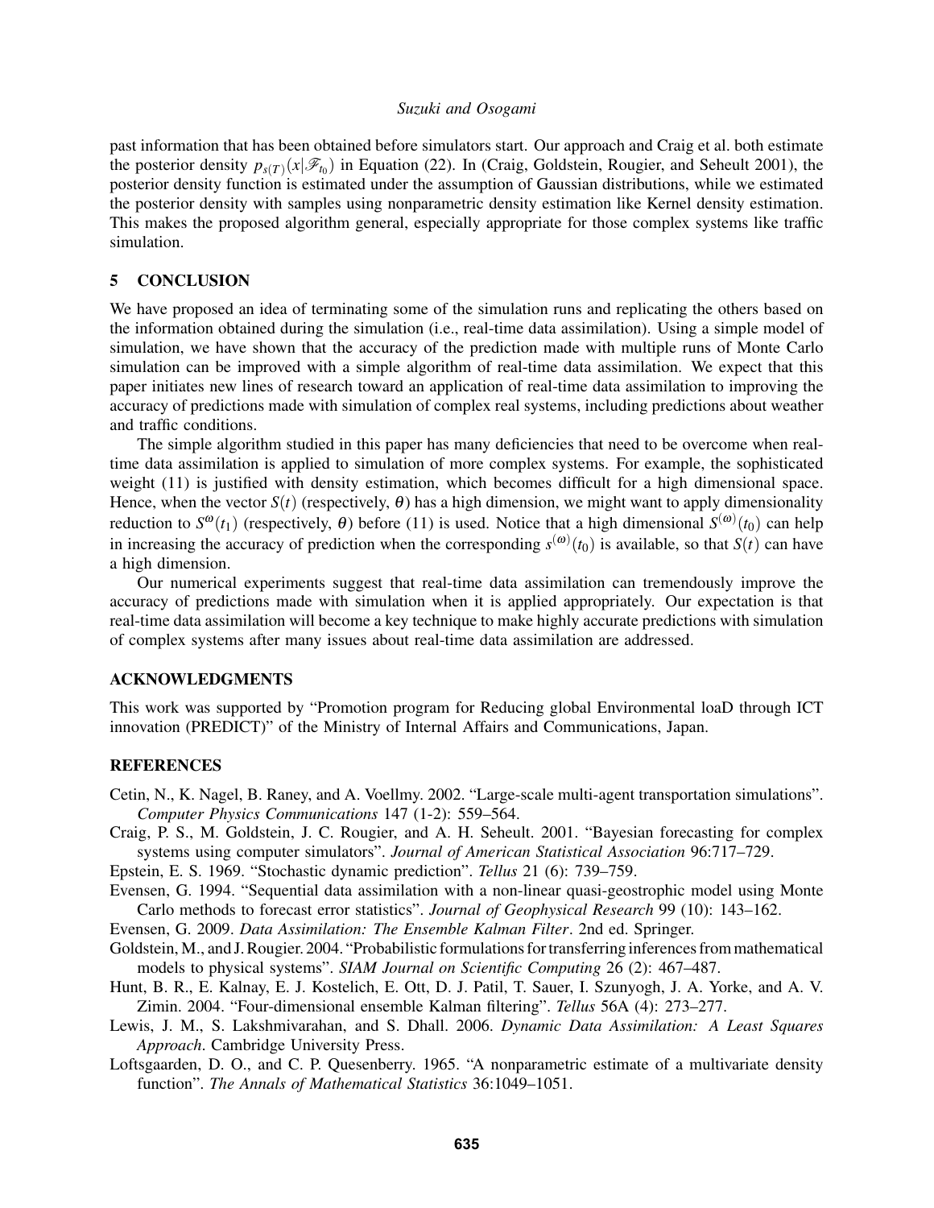past information that has been obtained before simulators start. Our approach and Craig et al. both estimate the posterior density $p_{s(T)}(x|\mathscr{F}_{t_0})$ in Equation (22). In (Craig, Goldstein, Rougier, and Seheult 2001), the posterior density function is estimated under the assumption of Gaussian distributions, while we estimated the posterior density with samples using nonparametric density estimation like Kernel density estimation. This makes the proposed algorithm general, especially appropriate for those complex systems like traffic simulation.

## 5 CONCLUSION

We have proposed an idea of terminating some of the simulation runs and replicating the others based on the information obtained during the simulation (i.e., real-time data assimilation). Using a simple model of simulation, we have shown that the accuracy of the prediction made with multiple runs of Monte Carlo simulation can be improved with a simple algorithm of real-time data assimilation. We expect that this paper initiates new lines of research toward an application of real-time data assimilation to improving the accuracy of predictions made with simulation of complex real systems, including predictions about weather and traffic conditions.

The simple algorithm studied in this paper has many deficiencies that need to be overcome when real-time data assimilation is applied to simulation of more complex systems. For example, the sophisticated weight (11) is justified with density estimation, which becomes difficult for a high dimensional space. Hence, when the vector $S(t)$ (respectively, $\theta$) has a high dimension, we might want to apply dimensionality reduction to $S^{\omega}(t_1)$ (respectively, $\theta$) before (11) is used. Notice that a high dimensional $S^{(\omega)}(t_0)$ can help in increasing the accuracy of prediction when the corresponding $s^{(\omega)}(t_0)$ is available, so that $S(t)$ can have a high dimension.

Our numerical experiments suggest that real-time data assimilation can tremendously improve the accuracy of predictions made with simulation when it is applied appropriately. Our expectation is that real-time data assimilation will become a key technique to make highly accurate predictions with simulation of complex systems after many issues about real-time data assimilation are addressed.

## ACKNOWLEDGMENTS

This work was supported by "Promotion program for Reducing global Environmental loaD through ICT innovation (PREDICT)" of the Ministry of Internal Affairs and Communications, Japan.

## REFERENCES

Cetin, N., K. Nagel, B. Raney, and A. Voellmy. 2002. "Large-scale multi-agent transportation simulations". *Computer Physics Communications* 147 (1-2): 559–564.

Craig, P. S., M. Goldstein, J. C. Rougier, and A. H. Seheult. 2001. "Bayesian forecasting for complex systems using computer simulators". *Journal of American Statistical Association* 96:717–729.

Epstein, E. S. 1969. "Stochastic dynamic prediction". *Tellus* 21 (6): 739–759.

Evensen, G. 1994. "Sequential data assimilation with a non-linear quasi-geostrophic model using Monte Carlo methods to forecast error statistics". *Journal of Geophysical Research* 99 (10): 143–162.

Evensen, G. 2009. *Data Assimilation: The Ensemble Kalman Filter*. 2nd ed. Springer.

Goldstein, M., and J. Rougier. 2004. "Probabilistic formulations for transferring inferences from mathematical models to physical systems". *SIAM Journal on Scientific Computing* 26 (2): 467–487.

Hunt, B. R., E. Kalnay, E. J. Kostelich, E. Ott, D. J. Patil, T. Sauer, I. Szunyogh, J. A. Yorke, and A. V. Zimin. 2004. "Four-dimensional ensemble Kalman filtering". *Tellus* 56A (4): 273–277.

Lewis, J. M., S. Lakshmivarahan, and S. Dhall. 2006. *Dynamic Data Assimilation: A Least Squares Approach*. Cambridge University Press.

Loftsgaarden, D. O., and C. P. Quesenberry. 1965. "A nonparametric estimate of a multivariate density function". *The Annals of Mathematical Statistics* 36:1049–1051.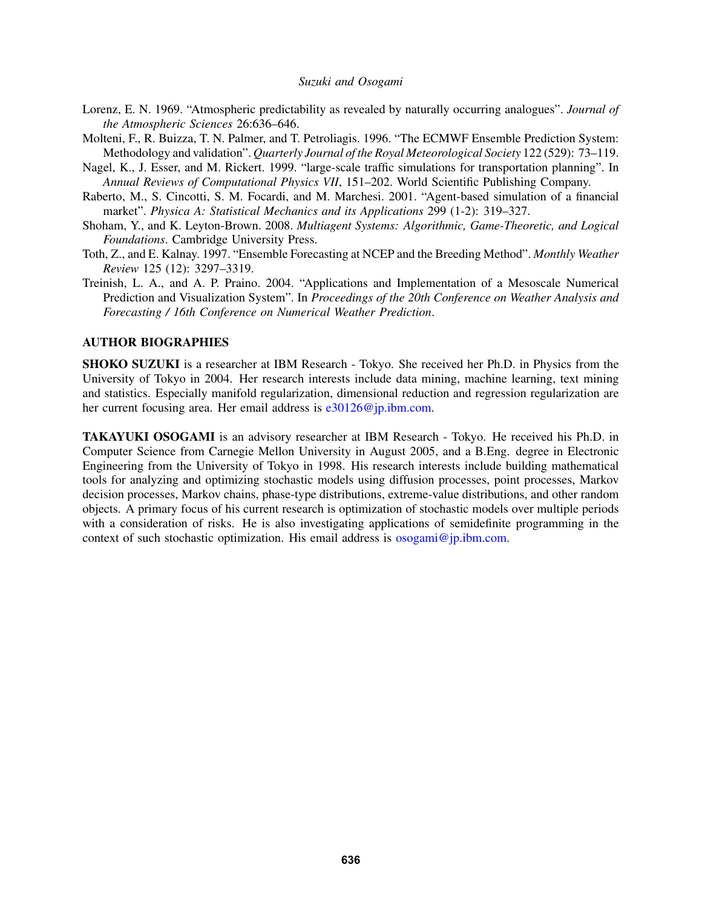Lorenz, E. N. 1969. "Atmospheric predictability as revealed by naturally occurring analogues". *Journal of the Atmospheric Sciences* 26:636–646.

Molteni, F., R. Buizza, T. N. Palmer, and T. Petroliagis. 1996. "The ECMWF Ensemble Prediction System: Methodology and validation". *Quarterly Journal of the Royal Meteorological Society* 122 (529): 73–119.

Nagel, K., J. Esser, and M. Rickert. 1999. "large-scale traffic simulations for transportation planning". In *Annual Reviews of Computational Physics VII*, 151–202. World Scientific Publishing Company.

Raberto, M., S. Cincotti, S. M. Focardi, and M. Marchesi. 2001. "Agent-based simulation of a financial market". *Physica A: Statistical Mechanics and its Applications* 299 (1-2): 319–327.

Shoham, Y., and K. Leyton-Brown. 2008. *Multiagent Systems: Algorithmic, Game-Theoretic, and Logical Foundations*. Cambridge University Press.

Toth, Z., and E. Kalnay. 1997. "Ensemble Forecasting at NCEP and the Breeding Method". *Monthly Weather Review* 125 (12): 3297–3319.

Treinish, L. A., and A. P. Praino. 2004. "Applications and Implementation of a Mesoscale Numerical Prediction and Visualization System". In *Proceedings of the 20th Conference on Weather Analysis and Forecasting / 16th Conference on Numerical Weather Prediction*.

## AUTHOR BIOGRAPHIES

**SHOKO SUZUKI** is a researcher at IBM Research - Tokyo. She received her Ph.D. in Physics from the University of Tokyo in 2004. Her research interests include data mining, machine learning, text mining and statistics. Especially manifold regularization, dimensional reduction and regression regularization are her current focusing area. Her email address is e30126@jp.ibm.com.

**TAKAYUKI OSOGAMI** is an advisory researcher at IBM Research - Tokyo. He received his Ph.D. in Computer Science from Carnegie Mellon University in August 2005, and a B.Eng. degree in Electronic Engineering from the University of Tokyo in 1998. His research interests include building mathematical tools for analyzing and optimizing stochastic models using diffusion processes, point processes, Markov decision processes, Markov chains, phase-type distributions, extreme-value distributions, and other random objects. A primary focus of his current research is optimization of stochastic models over multiple periods with a consideration of risks. He is also investigating applications of semidefinite programming in the context of such stochastic optimization. His email address is osogami@jp.ibm.com.